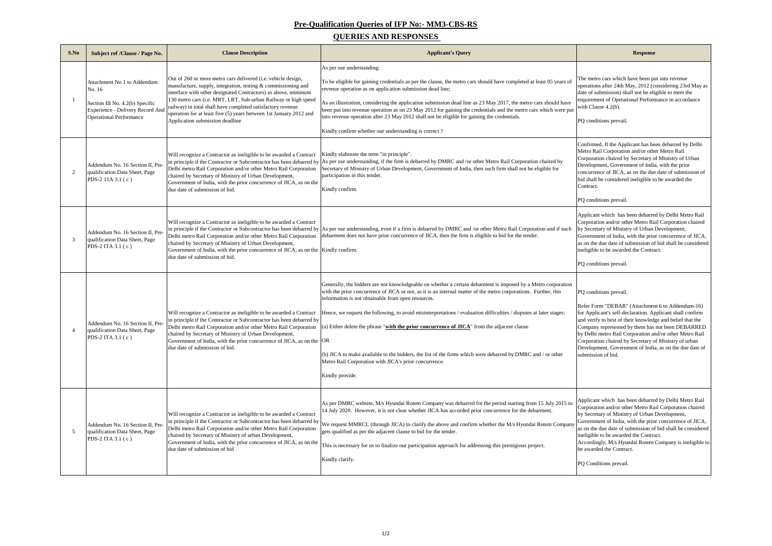## Pre-Qualification Queries of IFP No:- MM3-CBS-RS

## QUERIES AND RESPONSES

| S.No | Subject ref /Clause / Page No. | Clause Description | Applicant's Query | Response |
|---|---|---|---|---|
| 1 | Attachment No 1 to Addendum No. 16<br><br>Section III No. 4.2(b) Specific Experience - Delivery Record And Operational Performance | Out of 260 or more metro cars delivered (i.e. vehicle design, manufacture, supply, integration, testing & commissioning and interface with other designated Contractors) as above, minimum 130 metro cars (i.e. MRT, LRT, Sub-urban Railway or high speed railway) in total shall have completed satisfactory revenue operation for at least five (5) years between 1st January 2012 and Application submission deadline | As per our understanding:<br><br>To be eligible for gaining credentials as per the clause, the metro cars should have completed at least 05 years of revenue operation as on application submission dead line;<br><br>As an illustration, considering the application submission dead line as 23 May 2017, the metro cars should have been put into revenue operation as on 23 May 2012 for gaining the credentials and the metro cars which were put into revenue operation after 23 May 2012 shall not be eligible for gaining the credentials.<br><br>Kindly confirm whether our understanding is correct ? | The metro cars which have been put into revenue operations after 24th May, 2012 (considering 23rd May as date of submission) shall not be eligible to meet the requirement of Operational Performance in accordance with Clause 4.2(b).<br><br>PQ conditions prevail. |
| 2 | Addendum No. 16 Section II, Pre-qualification Data Sheet, Page PDS-2 11A 3.1 ( c ) | Will recognize a Contractor as ineligible to be awarded a Contract in principle if the Contractor or Subcontractor has been debarred by Delhi metro Rail Corporation and/or other Metro Rail Corporation chaired by Secretary of Ministry of Urban Development, Government of India, with the prior concurrence of JICA, as on the due date of submission of bid. | Kindly elaborate the term "in principle".<br>As per our understanding, if the firm is debarred by DMRC and /or other Metro Rail Corporation chaired by Secretary of Ministry of Urban Development, Government of India, then such firm shall not be eligible for participation in this tender.<br><br>Kindly confirm. | Confirmed, If the Applicant has been debarred by Delhi Metro Rail Corporation and/or other Metro Rail Corporation chaired by Secretary of Ministry of Urban Development, Government of India, with the prior concurrence of JICA, as on the due date of submission of bid shall be considered ineligible to be awarded the Contract.<br><br>PQ conditions prevail. |
| 3 | Addendum No. 16 Section II, Pre-qualification Data Sheet, Page PDS-2 ITA 3.1 ( c ) | Will recognize a Contractor as ineligible to be awarded a Contract in principle if the Contractor or Subcontractor has been debarred by Delhi metro Rail Corporation and/or other Metro Rail Corporation chaired by Secretary of Ministry of Urban Development, Government of India, with the prior concurrence of JICA, as on the due date of submission of bid. | As per our understanding, even if a firm is debarred by DMRC and /or other Metro Rail Corporation and if such debarment does not have prior concurrence of JICA, then the firm is eligible to bid for the tender.<br><br>Kindly confirm. | Applicant which has been debarred by Delhi Metro Rail Corporation and/or other Metro Rail Corporation chaired by Secretary of Ministry of Urban Development, Government of India, with the prior concurrence of JICA, as on the due date of submission of bid shall be considered ineligible to be awarded the Contract.<br><br>PQ conditions prevail. |
| 4 | Addendum No. 16 Section II, Pre-qualification Data Sheet, Page PDS-2 ITA 3.1 ( c ) | Will recognize a Contractor as ineligible to be awarded a Contract in principle if the Contractor or Subcontractor has been debarred by Delhi metro Rail Corporation and/or other Metro Rail Corporation chaired by Secretary of Ministry of Urban Development, Government of India, with the prior concurrence of JICA, as on the due date of submission of bid. | Generally, the bidders are not knowledgeable on whether a certain debarment is imposed by a Metro corporation with the prior concurrence of JICA or not, as it is an internal matter of the metro corporations. Further, this information is not obtainable from open resources.<br><br>Hence, we request the following, to avoid misinterpretations / evaluation difficulties / disputes at later stages:<br><br>(a) Either delete the phrase "**with the prior concurrence of JICA**" from the adjacent clause<br><br>OR<br><br>(b) JICA to make available to the bidders, the list of the firms which were debarred by DMRC and / or other Metro Rail Corporation with JICA's prior concurrence.<br><br>Kindly provide. | PQ conditions prevail.<br><br>Refer Form "DEBAR" (Attachment 6 to Addendum-16) for Applicant's self-declaration. Applicant shall confirm and verify to best of their knowledge and belief that the Company represented by them has not been DEBARRED by Delhi metro Rail Corporation and/or other Metro Rail Corporation chaired by Secretary of Ministry of urban Development, Government of India, as on the due date of submission of bid. |
| 5 | Addendum No. 16 Section II, Pre-qualification Data Sheet, Page PDS-2 ITA 3.1 ( c ) | Will recognize a Contractor as ineligible to be awarded a Contract in principle if the Contractor or Subcontractor has been debarred by Delhi metro Rail Corporation and/or other Metro Rail Corporation chaired by Secretary of Ministry of urban Development, Government of India, with the prior concurrence of JICA, as on the due date of submission of bid | As per DMRC website, M/s Hyundai Rotem Company was debarred for the period starting from 15 July 2015 to 14 July 2020. However, it is not clear whether JICA has accorded prior concurrence for the debarment.<br><br>We request MMRCL (through JICA) to clarify the above and confirm whether the M/s Hyundai Rotem Company gets qualified as per the adjacent clause to bid for the tender.<br><br>This is necessary for us to finalize our participation approach for addressing this prestigious project.<br><br>Kindly clarify. | Applicant which has been debarred by Delhi Metro Rail Corporation and/or other Metro Rail Corporation chaired by Secretary of Ministry of Urban Development, Government of India, with the prior concurrence of JICA, as on the due date of submission of bid shall be considered ineligible to be awarded the Contract.<br>Accordingly, M/s Hyundai Rotem Company is ineligible to be awarded the Contract.<br><br>PQ Conditions prevail. |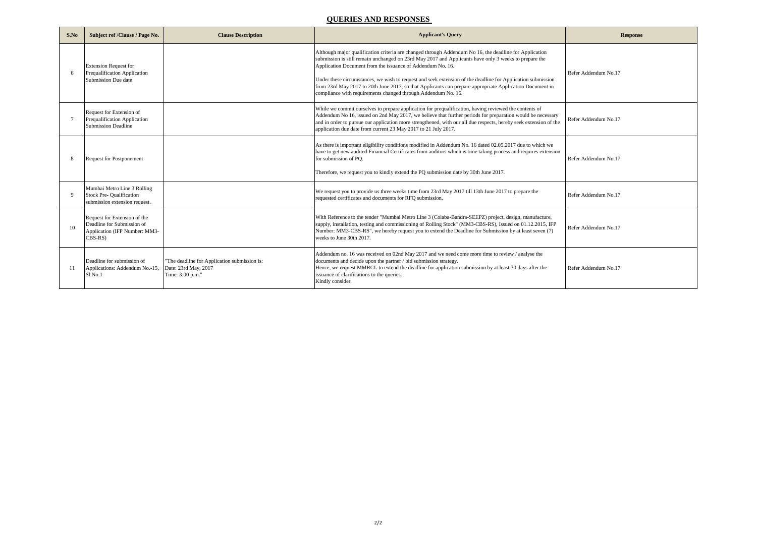## QUERIES AND RESPONSES

| S.No | Subject ref /Clause / Page No. | Clause Description | Applicant's Query | Response |
|---|---|---|---|---|
| 6 | Extension Request for Prequalification Application Submission Due date | | Although major qualification criteria are changed through Addendum No 16, the deadline for Application submission is still remain unchanged on 23rd May 2017 and Applicants have only 3 weeks to prepare the Application Document from the issuance of Addendum No. 16.<br><br>Under these circumstances, we wish to request and seek extension of the deadline for Application submission from 23rd May 2017 to 20th June 2017, so that Applicants can prepare appropriate Application Document in compliance with requirements changed through Addendum No. 16. | Refer Addendum No.17 |
| 7 | Request for Extension of Prequalification Application Submission Deadline | | While we commit ourselves to prepare application for prequalification, having reviewed the contents of Addendum No 16, issued on 2nd May 2017, we believe that further periods for preparation would be necessary and in order to pursue our application more strengthened, with our all due respects, hereby seek extension of the application due date from current 23 May 2017 to 21 July 2017. | Refer Addendum No.17 |
| 8 | Request for Postponement | | As there is important eligibility conditions modified in Addendum No. 16 dated 02.05.2017 due to which we have to get new audited Financial Certificates from auditors which is time taking process and requires extension for submission of PQ.<br><br>Therefore, we request you to kindly extend the PQ submission date by 30th June 2017. | Refer Addendum No.17 |
| 9 | Mumbai Metro Line 3 Rolling Stock Pre- Qualification submission extension request. | | We request you to provide us three weeks time from 23rd May 2017 till 13th June 2017 to prepare the requested certificates and documents for RFQ submission. | Refer Addendum No.17 |
| 10 | Request for Extension of the Deadline for Submission of Application (IFP Number: MM3-CBS-RS) | | With Reference to the tender "Mumbai Metro Line 3 (Colaba-Bandra-SEEPZ) project, design, manufacture, supply, installation, testing and commissioning of Rolling Stock" (MM3-CBS-RS), Issued on 01.12.2015, IFP Number: MM3-CBS-RS", we hereby request you to extend the Deadline for Submission by at least seven (7) weeks to June 30th 2017. | Refer Addendum No.17 |
| 11 | Deadline for submission of Applications: Addendum No.-15, Sl.No.1 | "The deadline for Application submission is:<br>Date: 23rd May, 2017<br>Time: 3:00 p.m." | Addendum no. 16 was received on 02nd May 2017 and we need come more time to review / analyse the documents and decide upon the partner / bid submission strategy.<br>Hence, we request MMRCL to extend the deadline for application submission by at least 30 days after the issuance of clarifications to the queries.<br>Kindly consider. | Refer Addendum No.17 |